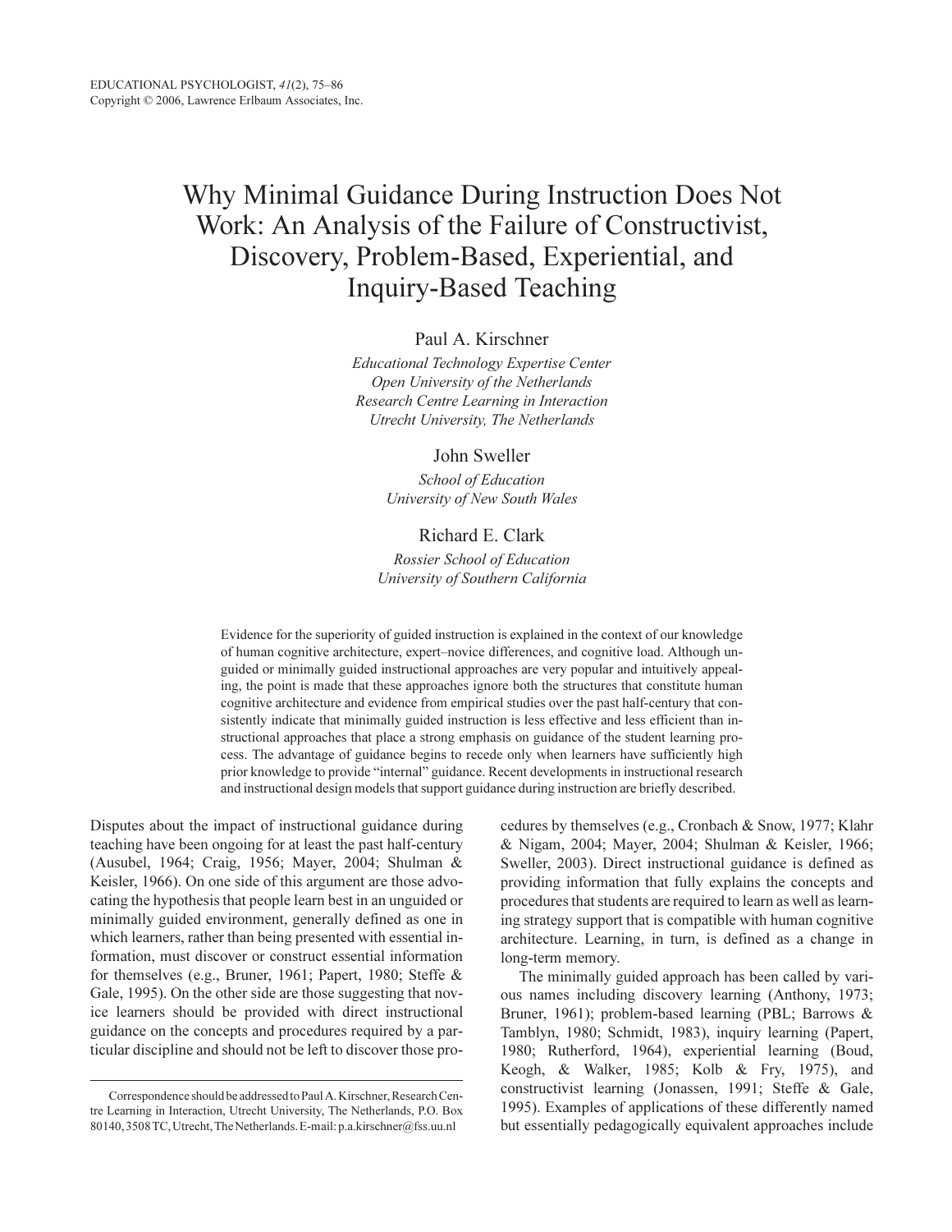# Why Minimal Guidance During Instruction Does Not Work: An Analysis of the Failure of Constructivist, Discovery, Problem-Based, Experiential, and Inquiry-Based Teaching

Paul A. Kirschner

*Educational Technology Expertise Center*
*Open University of the Netherlands*
*Research Centre Learning in Interaction*
*Utrecht University, The Netherlands*

John Sweller

*School of Education*
*University of New South Wales*

Richard E. Clark

*Rossier School of Education*
*University of Southern California*

Evidence for the superiority of guided instruction is explained in the context of our knowledge of human cognitive architecture, expert–novice differences, and cognitive load. Although unguided or minimally guided instructional approaches are very popular and intuitively appealing, the point is made that these approaches ignore both the structures that constitute human cognitive architecture and evidence from empirical studies over the past half-century that consistently indicate that minimally guided instruction is less effective and less efficient than instructional approaches that place a strong emphasis on guidance of the student learning process. The advantage of guidance begins to recede only when learners have sufficiently high prior knowledge to provide "internal" guidance. Recent developments in instructional research and instructional design models that support guidance during instruction are briefly described.

Disputes about the impact of instructional guidance during teaching have been ongoing for at least the past half-century (Ausubel, 1964; Craig, 1956; Mayer, 2004; Shulman & Keisler, 1966). On one side of this argument are those advocating the hypothesis that people learn best in an unguided or minimally guided environment, generally defined as one in which learners, rather than being presented with essential information, must discover or construct essential information for themselves (e.g., Bruner, 1961; Papert, 1980; Steffe & Gale, 1995). On the other side are those suggesting that novice learners should be provided with direct instructional guidance on the concepts and procedures required by a particular discipline and should not be left to discover those procedures by themselves (e.g., Cronbach & Snow, 1977; Klahr & Nigam, 2004; Mayer, 2004; Shulman & Keisler, 1966; Sweller, 2003). Direct instructional guidance is defined as providing information that fully explains the concepts and procedures that students are required to learn as well as learning strategy support that is compatible with human cognitive architecture. Learning, in turn, is defined as a change in long-term memory.

The minimally guided approach has been called by various names including discovery learning (Anthony, 1973; Bruner, 1961); problem-based learning (PBL; Barrows & Tamblyn, 1980; Schmidt, 1983), inquiry learning (Papert, 1980; Rutherford, 1964), experiential learning (Boud, Keogh, & Walker, 1985; Kolb & Fry, 1975), and constructivist learning (Jonassen, 1991; Steffe & Gale, 1995). Examples of applications of these differently named but essentially pedagogically equivalent approaches include

Correspondence should be addressed to Paul A. Kirschner, Research Centre Learning in Interaction, Utrecht University, The Netherlands, P.O. Box 80140, 3508 TC, Utrecht, The Netherlands. E-mail: p.a.kirschner@fss.uu.nl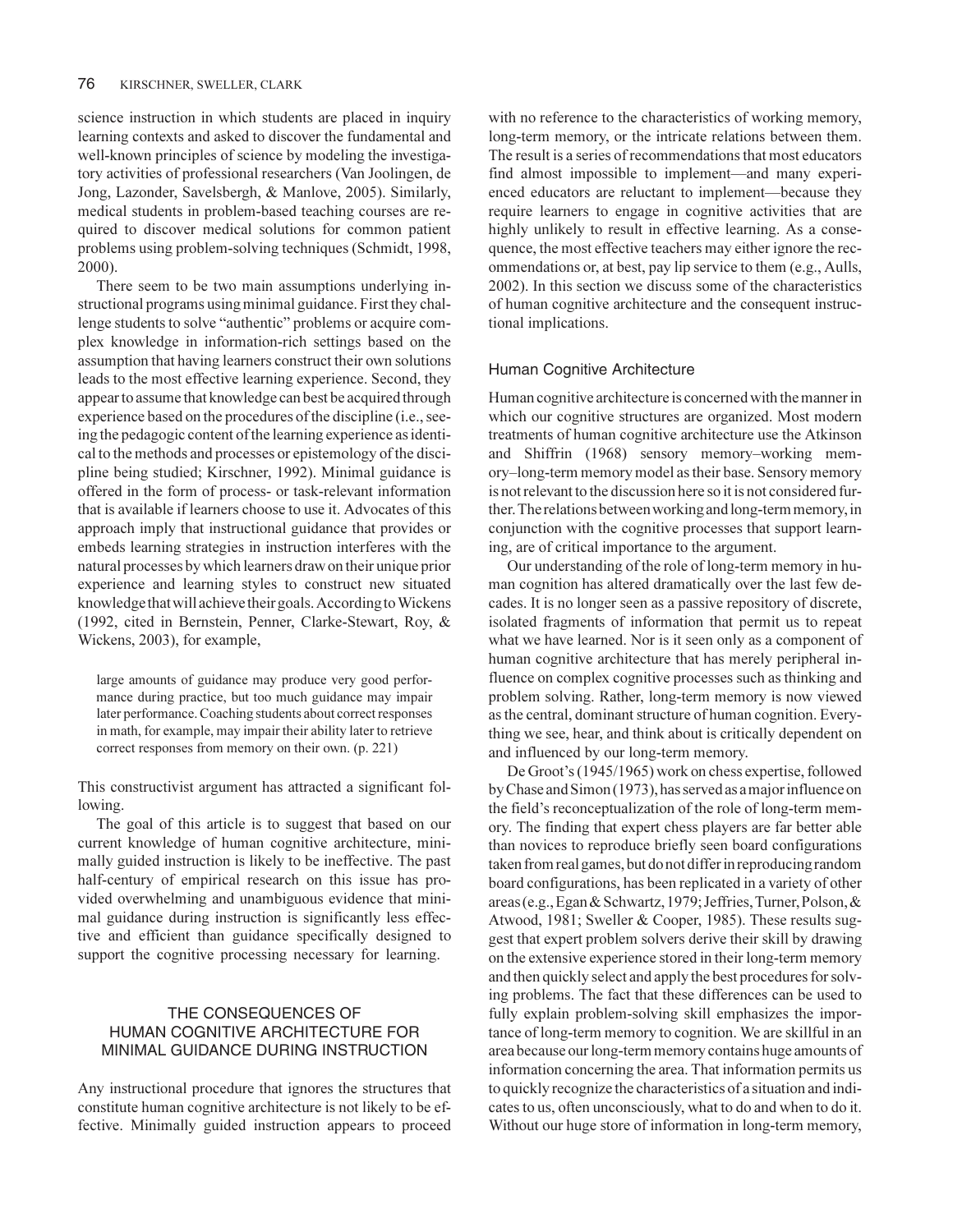science instruction in which students are placed in inquiry learning contexts and asked to discover the fundamental and well-known principles of science by modeling the investigatory activities of professional researchers (Van Joolingen, de Jong, Lazonder, Savelsbergh, & Manlove, 2005). Similarly, medical students in problem-based teaching courses are required to discover medical solutions for common patient problems using problem-solving techniques (Schmidt, 1998, 2000).

There seem to be two main assumptions underlying instructional programs using minimal guidance. First they challenge students to solve "authentic" problems or acquire complex knowledge in information-rich settings based on the assumption that having learners construct their own solutions leads to the most effective learning experience. Second, they appear to assume that knowledge can best be acquired through experience based on the procedures of the discipline (i.e., seeing the pedagogic content of the learning experience as identical to the methods and processes or epistemology of the discipline being studied; Kirschner, 1992). Minimal guidance is offered in the form of process- or task-relevant information that is available if learners choose to use it. Advocates of this approach imply that instructional guidance that provides or embeds learning strategies in instruction interferes with the natural processes by which learners draw on their unique prior experience and learning styles to construct new situated knowledge that will achieve their goals. According to Wickens (1992, cited in Bernstein, Penner, Clarke-Stewart, Roy, & Wickens, 2003), for example,

> large amounts of guidance may produce very good performance during practice, but too much guidance may impair later performance. Coaching students about correct responses in math, for example, may impair their ability later to retrieve correct responses from memory on their own. (p. 221)

This constructivist argument has attracted a significant following.

The goal of this article is to suggest that based on our current knowledge of human cognitive architecture, minimally guided instruction is likely to be ineffective. The past half-century of empirical research on this issue has provided overwhelming and unambiguous evidence that minimal guidance during instruction is significantly less effective and efficient than guidance specifically designed to support the cognitive processing necessary for learning.

## THE CONSEQUENCES OF HUMAN COGNITIVE ARCHITECTURE FOR MINIMAL GUIDANCE DURING INSTRUCTION

Any instructional procedure that ignores the structures that constitute human cognitive architecture is not likely to be effective. Minimally guided instruction appears to proceed with no reference to the characteristics of working memory, long-term memory, or the intricate relations between them. The result is a series of recommendations that most educators find almost impossible to implement—and many experienced educators are reluctant to implement—because they require learners to engage in cognitive activities that are highly unlikely to result in effective learning. As a consequence, the most effective teachers may either ignore the recommendations or, at best, pay lip service to them (e.g., Aulls, 2002). In this section we discuss some of the characteristics of human cognitive architecture and the consequent instructional implications.

### Human Cognitive Architecture

Human cognitive architecture is concerned with the manner in which our cognitive structures are organized. Most modern treatments of human cognitive architecture use the Atkinson and Shiffrin (1968) sensory memory–working memory–long-term memory model as their base. Sensory memory is not relevant to the discussion here so it is not considered further. The relations between working and long-term memory, in conjunction with the cognitive processes that support learning, are of critical importance to the argument.

Our understanding of the role of long-term memory in human cognition has altered dramatically over the last few decades. It is no longer seen as a passive repository of discrete, isolated fragments of information that permit us to repeat what we have learned. Nor is it seen only as a component of human cognitive architecture that has merely peripheral influence on complex cognitive processes such as thinking and problem solving. Rather, long-term memory is now viewed as the central, dominant structure of human cognition. Everything we see, hear, and think about is critically dependent on and influenced by our long-term memory.

De Groot's (1945/1965) work on chess expertise, followed by Chase and Simon (1973), has served as a major influence on the field's reconceptualization of the role of long-term memory. The finding that expert chess players are far better able than novices to reproduce briefly seen board configurations taken from real games, but do not differ in reproducing random board configurations, has been replicated in a variety of other areas (e.g., Egan & Schwartz, 1979; Jeffries, Turner, Polson, & Atwood, 1981; Sweller & Cooper, 1985). These results suggest that expert problem solvers derive their skill by drawing on the extensive experience stored in their long-term memory and then quickly select and apply the best procedures for solving problems. The fact that these differences can be used to fully explain problem-solving skill emphasizes the importance of long-term memory to cognition. We are skillful in an area because our long-term memory contains huge amounts of information concerning the area. That information permits us to quickly recognize the characteristics of a situation and indicates to us, often unconsciously, what to do and when to do it. Without our huge store of information in long-term memory,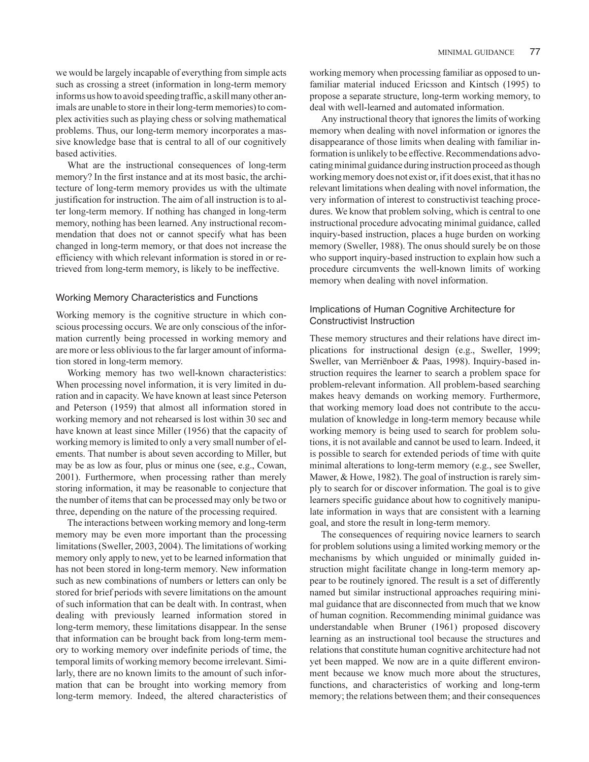we would be largely incapable of everything from simple acts such as crossing a street (information in long-term memory informs us how to avoid speeding traffic, a skill many other animals are unable to store in their long-term memories) to complex activities such as playing chess or solving mathematical problems. Thus, our long-term memory incorporates a massive knowledge base that is central to all of our cognitively based activities.

What are the instructional consequences of long-term memory? In the first instance and at its most basic, the architecture of long-term memory provides us with the ultimate justification for instruction. The aim of all instruction is to alter long-term memory. If nothing has changed in long-term memory, nothing has been learned. Any instructional recommendation that does not or cannot specify what has been changed in long-term memory, or that does not increase the efficiency with which relevant information is stored in or retrieved from long-term memory, is likely to be ineffective.

### Working Memory Characteristics and Functions

Working memory is the cognitive structure in which conscious processing occurs. We are only conscious of the information currently being processed in working memory and are more or less oblivious to the far larger amount of information stored in long-term memory.

Working memory has two well-known characteristics: When processing novel information, it is very limited in duration and in capacity. We have known at least since Peterson and Peterson (1959) that almost all information stored in working memory and not rehearsed is lost within 30 sec and have known at least since Miller (1956) that the capacity of working memory is limited to only a very small number of elements. That number is about seven according to Miller, but may be as low as four, plus or minus one (see, e.g., Cowan, 2001). Furthermore, when processing rather than merely storing information, it may be reasonable to conjecture that the number of items that can be processed may only be two or three, depending on the nature of the processing required.

The interactions between working memory and long-term memory may be even more important than the processing limitations (Sweller, 2003, 2004). The limitations of working memory only apply to new, yet to be learned information that has not been stored in long-term memory. New information such as new combinations of numbers or letters can only be stored for brief periods with severe limitations on the amount of such information that can be dealt with. In contrast, when dealing with previously learned information stored in long-term memory, these limitations disappear. In the sense that information can be brought back from long-term memory to working memory over indefinite periods of time, the temporal limits of working memory become irrelevant. Similarly, there are no known limits to the amount of such information that can be brought into working memory from long-term memory. Indeed, the altered characteristics of working memory when processing familiar as opposed to unfamiliar material induced Ericsson and Kintsch (1995) to propose a separate structure, long-term working memory, to deal with well-learned and automated information.

Any instructional theory that ignores the limits of working memory when dealing with novel information or ignores the disappearance of those limits when dealing with familiar information is unlikely to be effective. Recommendations advocating minimal guidance during instruction proceed as though working memory does not exist or, if it does exist, that it has no relevant limitations when dealing with novel information, the very information of interest to constructivist teaching procedures. We know that problem solving, which is central to one instructional procedure advocating minimal guidance, called inquiry-based instruction, places a huge burden on working memory (Sweller, 1988). The onus should surely be on those who support inquiry-based instruction to explain how such a procedure circumvents the well-known limits of working memory when dealing with novel information.

### Implications of Human Cognitive Architecture for Constructivist Instruction

These memory structures and their relations have direct implications for instructional design (e.g., Sweller, 1999; Sweller, van Merriënboer & Paas, 1998). Inquiry-based instruction requires the learner to search a problem space for problem-relevant information. All problem-based searching makes heavy demands on working memory. Furthermore, that working memory load does not contribute to the accumulation of knowledge in long-term memory because while working memory is being used to search for problem solutions, it is not available and cannot be used to learn. Indeed, it is possible to search for extended periods of time with quite minimal alterations to long-term memory (e.g., see Sweller, Mawer, & Howe, 1982). The goal of instruction is rarely simply to search for or discover information. The goal is to give learners specific guidance about how to cognitively manipulate information in ways that are consistent with a learning goal, and store the result in long-term memory.

The consequences of requiring novice learners to search for problem solutions using a limited working memory or the mechanisms by which unguided or minimally guided instruction might facilitate change in long-term memory appear to be routinely ignored. The result is a set of differently named but similar instructional approaches requiring minimal guidance that are disconnected from much that we know of human cognition. Recommending minimal guidance was understandable when Bruner (1961) proposed discovery learning as an instructional tool because the structures and relations that constitute human cognitive architecture had not yet been mapped. We now are in a quite different environment because we know much more about the structures, functions, and characteristics of working and long-term memory; the relations between them; and their consequences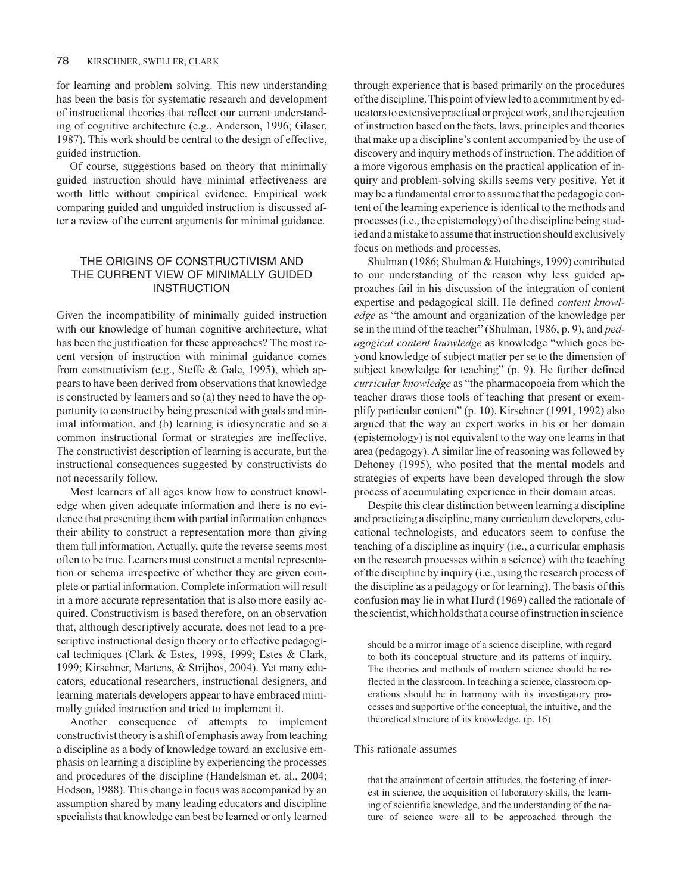for learning and problem solving. This new understanding has been the basis for systematic research and development of instructional theories that reflect our current understanding of cognitive architecture (e.g., Anderson, 1996; Glaser, 1987). This work should be central to the design of effective, guided instruction.

Of course, suggestions based on theory that minimally guided instruction should have minimal effectiveness are worth little without empirical evidence. Empirical work comparing guided and unguided instruction is discussed after a review of the current arguments for minimal guidance.

## THE ORIGINS OF CONSTRUCTIVISM AND THE CURRENT VIEW OF MINIMALLY GUIDED INSTRUCTION

Given the incompatibility of minimally guided instruction with our knowledge of human cognitive architecture, what has been the justification for these approaches? The most recent version of instruction with minimal guidance comes from constructivism (e.g., Steffe & Gale, 1995), which appears to have been derived from observations that knowledge is constructed by learners and so (a) they need to have the opportunity to construct by being presented with goals and minimal information, and (b) learning is idiosyncratic and so a common instructional format or strategies are ineffective. The constructivist description of learning is accurate, but the instructional consequences suggested by constructivists do not necessarily follow.

Most learners of all ages know how to construct knowledge when given adequate information and there is no evidence that presenting them with partial information enhances their ability to construct a representation more than giving them full information. Actually, quite the reverse seems most often to be true. Learners must construct a mental representation or schema irrespective of whether they are given complete or partial information. Complete information will result in a more accurate representation that is also more easily acquired. Constructivism is based therefore, on an observation that, although descriptively accurate, does not lead to a prescriptive instructional design theory or to effective pedagogical techniques (Clark & Estes, 1998, 1999; Estes & Clark, 1999; Kirschner, Martens, & Strijbos, 2004). Yet many educators, educational researchers, instructional designers, and learning materials developers appear to have embraced minimally guided instruction and tried to implement it.

Another consequence of attempts to implement constructivist theory is a shift of emphasis away from teaching a discipline as a body of knowledge toward an exclusive emphasis on learning a discipline by experiencing the processes and procedures of the discipline (Handelsman et. al., 2004; Hodson, 1988). This change in focus was accompanied by an assumption shared by many leading educators and discipline specialists that knowledge can best be learned or only learned through experience that is based primarily on the procedures of the discipline. This point of view led to a commitment by educators to extensive practical or project work, and the rejection of instruction based on the facts, laws, principles and theories that make up a discipline's content accompanied by the use of discovery and inquiry methods of instruction. The addition of a more vigorous emphasis on the practical application of inquiry and problem-solving skills seems very positive. Yet it may be a fundamental error to assume that the pedagogic content of the learning experience is identical to the methods and processes (i.e., the epistemology) of the discipline being studied and a mistake to assume that instruction should exclusively focus on methods and processes.

Shulman (1986; Shulman & Hutchings, 1999) contributed to our understanding of the reason why less guided approaches fail in his discussion of the integration of content expertise and pedagogical skill. He defined *content knowledge* as "the amount and organization of the knowledge per se in the mind of the teacher" (Shulman, 1986, p. 9), and *pedagogical content knowledge* as knowledge "which goes beyond knowledge of subject matter per se to the dimension of subject knowledge for teaching" (p. 9). He further defined *curricular knowledge* as "the pharmacopoeia from which the teacher draws those tools of teaching that present or exemplify particular content" (p. 10). Kirschner (1991, 1992) also argued that the way an expert works in his or her domain (epistemology) is not equivalent to the way one learns in that area (pedagogy). A similar line of reasoning was followed by Dehoney (1995), who posited that the mental models and strategies of experts have been developed through the slow process of accumulating experience in their domain areas.

Despite this clear distinction between learning a discipline and practicing a discipline, many curriculum developers, educational technologists, and educators seem to confuse the teaching of a discipline as inquiry (i.e., a curricular emphasis on the research processes within a science) with the teaching of the discipline by inquiry (i.e., using the research process of the discipline as a pedagogy or for learning). The basis of this confusion may lie in what Hurd (1969) called the rationale of the scientist, which holds that a course of instruction in science

> should be a mirror image of a science discipline, with regard to both its conceptual structure and its patterns of inquiry. The theories and methods of modern science should be reflected in the classroom. In teaching a science, classroom operations should be in harmony with its investigatory processes and supportive of the conceptual, the intuitive, and the theoretical structure of its knowledge. (p. 16)

This rationale assumes

> that the attainment of certain attitudes, the fostering of interest in science, the acquisition of laboratory skills, the learning of scientific knowledge, and the understanding of the nature of science were all to be approached through the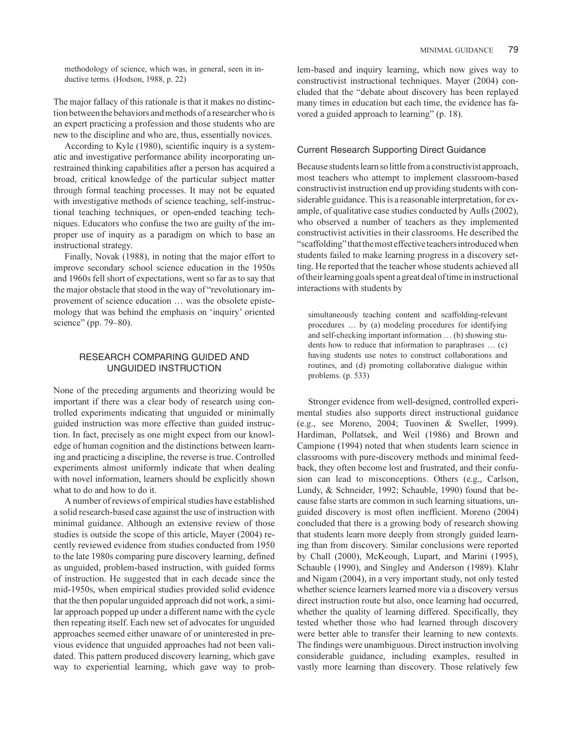> methodology of science, which was, in general, seen in inductive terms. (Hodson, 1988, p. 22)

The major fallacy of this rationale is that it makes no distinction between the behaviors and methods of a researcher who is an expert practicing a profession and those students who are new to the discipline and who are, thus, essentially novices.

According to Kyle (1980), scientific inquiry is a systematic and investigative performance ability incorporating unrestrained thinking capabilities after a person has acquired a broad, critical knowledge of the particular subject matter through formal teaching processes. It may not be equated with investigative methods of science teaching, self-instructional teaching techniques, or open-ended teaching techniques. Educators who confuse the two are guilty of the improper use of inquiry as a paradigm on which to base an instructional strategy.

Finally, Novak (1988), in noting that the major effort to improve secondary school science education in the 1950s and 1960s fell short of expectations, went so far as to say that the major obstacle that stood in the way of "revolutionary improvement of science education … was the obsolete epistemology that was behind the emphasis on 'inquiry' oriented science" (pp. 79–80).

## RESEARCH COMPARING GUIDED AND UNGUIDED INSTRUCTION

None of the preceding arguments and theorizing would be important if there was a clear body of research using controlled experiments indicating that unguided or minimally guided instruction was more effective than guided instruction. In fact, precisely as one might expect from our knowledge of human cognition and the distinctions between learning and practicing a discipline, the reverse is true. Controlled experiments almost uniformly indicate that when dealing with novel information, learners should be explicitly shown what to do and how to do it.

A number of reviews of empirical studies have established a solid research-based case against the use of instruction with minimal guidance. Although an extensive review of those studies is outside the scope of this article, Mayer (2004) recently reviewed evidence from studies conducted from 1950 to the late 1980s comparing pure discovery learning, defined as unguided, problem-based instruction, with guided forms of instruction. He suggested that in each decade since the mid-1950s, when empirical studies provided solid evidence that the then popular unguided approach did not work, a similar approach popped up under a different name with the cycle then repeating itself. Each new set of advocates for unguided approaches seemed either unaware of or uninterested in previous evidence that unguided approaches had not been validated. This pattern produced discovery learning, which gave way to experiential learning, which gave way to problem-based and inquiry learning, which now gives way to constructivist instructional techniques. Mayer (2004) concluded that the "debate about discovery has been replayed many times in education but each time, the evidence has favored a guided approach to learning" (p. 18).

### Current Research Supporting Direct Guidance

Because students learn so little from a constructivist approach, most teachers who attempt to implement classroom-based constructivist instruction end up providing students with considerable guidance. This is a reasonable interpretation, for example, of qualitative case studies conducted by Aulls (2002), who observed a number of teachers as they implemented constructivist activities in their classrooms. He described the "scaffolding" that the most effective teachers introduced when students failed to make learning progress in a discovery setting. He reported that the teacher whose students achieved all of their learning goals spent a great deal of time in instructional interactions with students by

> simultaneously teaching content and scaffolding-relevant procedures … by (a) modeling procedures for identifying and self-checking important information … (b) showing students how to reduce that information to paraphrases … (c) having students use notes to construct collaborations and routines, and (d) promoting collaborative dialogue within problems. (p. 533)

Stronger evidence from well-designed, controlled experimental studies also supports direct instructional guidance (e.g., see Moreno, 2004; Tuovinen & Sweller, 1999). Hardiman, Pollatsek, and Weil (1986) and Brown and Campione (1994) noted that when students learn science in classrooms with pure-discovery methods and minimal feedback, they often become lost and frustrated, and their confusion can lead to misconceptions. Others (e.g., Carlson, Lundy, & Schneider, 1992; Schauble, 1990) found that because false starts are common in such learning situations, unguided discovery is most often inefficient. Moreno (2004) concluded that there is a growing body of research showing that students learn more deeply from strongly guided learning than from discovery. Similar conclusions were reported by Chall (2000), McKeough, Lupart, and Marini (1995), Schauble (1990), and Singley and Anderson (1989). Klahr and Nigam (2004), in a very important study, not only tested whether science learners learned more via a discovery versus direct instruction route but also, once learning had occurred, whether the quality of learning differed. Specifically, they tested whether those who had learned through discovery were better able to transfer their learning to new contexts. The findings were unambiguous. Direct instruction involving considerable guidance, including examples, resulted in vastly more learning than discovery. Those relatively few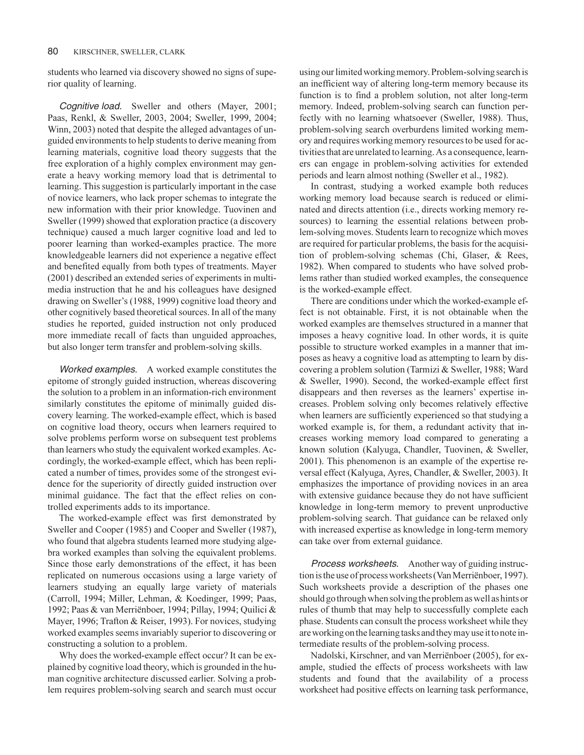students who learned via discovery showed no signs of superior quality of learning.

*Cognitive load.* Sweller and others (Mayer, 2001; Paas, Renkl, & Sweller, 2003, 2004; Sweller, 1999, 2004; Winn, 2003) noted that despite the alleged advantages of unguided environments to help students to derive meaning from learning materials, cognitive load theory suggests that the free exploration of a highly complex environment may generate a heavy working memory load that is detrimental to learning. This suggestion is particularly important in the case of novice learners, who lack proper schemas to integrate the new information with their prior knowledge. Tuovinen and Sweller (1999) showed that exploration practice (a discovery technique) caused a much larger cognitive load and led to poorer learning than worked-examples practice. The more knowledgeable learners did not experience a negative effect and benefited equally from both types of treatments. Mayer (2001) described an extended series of experiments in multimedia instruction that he and his colleagues have designed drawing on Sweller's (1988, 1999) cognitive load theory and other cognitively based theoretical sources. In all of the many studies he reported, guided instruction not only produced more immediate recall of facts than unguided approaches, but also longer term transfer and problem-solving skills.

*Worked examples.* A worked example constitutes the epitome of strongly guided instruction, whereas discovering the solution to a problem in an information-rich environment similarly constitutes the epitome of minimally guided discovery learning. The worked-example effect, which is based on cognitive load theory, occurs when learners required to solve problems perform worse on subsequent test problems than learners who study the equivalent worked examples. Accordingly, the worked-example effect, which has been replicated a number of times, provides some of the strongest evidence for the superiority of directly guided instruction over minimal guidance. The fact that the effect relies on controlled experiments adds to its importance.

The worked-example effect was first demonstrated by Sweller and Cooper (1985) and Cooper and Sweller (1987), who found that algebra students learned more studying algebra worked examples than solving the equivalent problems. Since those early demonstrations of the effect, it has been replicated on numerous occasions using a large variety of learners studying an equally large variety of materials (Carroll, 1994; Miller, Lehman, & Koedinger, 1999; Paas, 1992; Paas & van Merriënboer, 1994; Pillay, 1994; Quilici & Mayer, 1996; Trafton & Reiser, 1993). For novices, studying worked examples seems invariably superior to discovering or constructing a solution to a problem.

Why does the worked-example effect occur? It can be explained by cognitive load theory, which is grounded in the human cognitive architecture discussed earlier. Solving a problem requires problem-solving search and search must occur using our limited working memory. Problem-solving search is an inefficient way of altering long-term memory because its function is to find a problem solution, not alter long-term memory. Indeed, problem-solving search can function perfectly with no learning whatsoever (Sweller, 1988). Thus, problem-solving search overburdens limited working memory and requires working memory resources to be used for activities that are unrelated to learning. As a consequence, learners can engage in problem-solving activities for extended periods and learn almost nothing (Sweller et al., 1982).

In contrast, studying a worked example both reduces working memory load because search is reduced or eliminated and directs attention (i.e., directs working memory resources) to learning the essential relations between problem-solving moves. Students learn to recognize which moves are required for particular problems, the basis for the acquisition of problem-solving schemas (Chi, Glaser, & Rees, 1982). When compared to students who have solved problems rather than studied worked examples, the consequence is the worked-example effect.

There are conditions under which the worked-example effect is not obtainable. First, it is not obtainable when the worked examples are themselves structured in a manner that imposes a heavy cognitive load. In other words, it is quite possible to structure worked examples in a manner that imposes as heavy a cognitive load as attempting to learn by discovering a problem solution (Tarmizi & Sweller, 1988; Ward & Sweller, 1990). Second, the worked-example effect first disappears and then reverses as the learners' expertise increases. Problem solving only becomes relatively effective when learners are sufficiently experienced so that studying a worked example is, for them, a redundant activity that increases working memory load compared to generating a known solution (Kalyuga, Chandler, Tuovinen, & Sweller, 2001). This phenomenon is an example of the expertise reversal effect (Kalyuga, Ayres, Chandler, & Sweller, 2003). It emphasizes the importance of providing novices in an area with extensive guidance because they do not have sufficient knowledge in long-term memory to prevent unproductive problem-solving search. That guidance can be relaxed only with increased expertise as knowledge in long-term memory can take over from external guidance.

*Process worksheets.* Another way of guiding instruction is the use of process worksheets (Van Merriënboer, 1997). Such worksheets provide a description of the phases one should go through when solving the problem as well as hints or rules of thumb that may help to successfully complete each phase. Students can consult the process worksheet while they are working on the learning tasks and they may use it to note intermediate results of the problem-solving process.

Nadolski, Kirschner, and van Merriënboer (2005), for example, studied the effects of process worksheets with law students and found that the availability of a process worksheet had positive effects on learning task performance,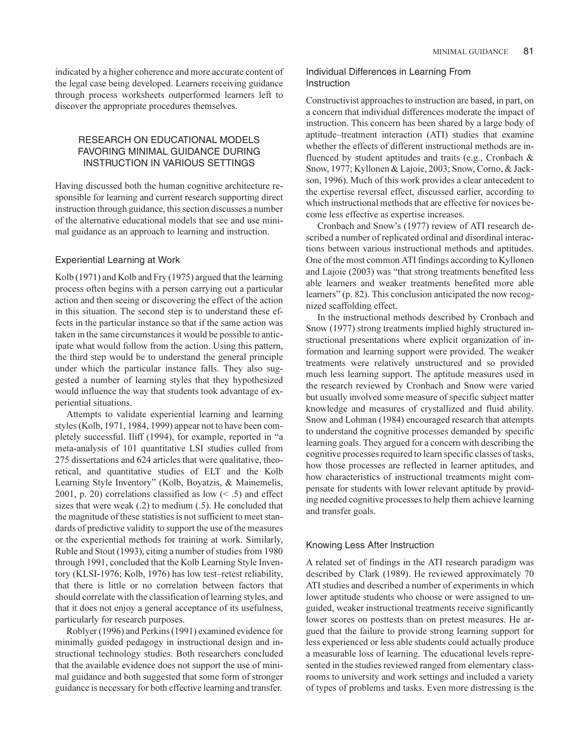indicated by a higher coherence and more accurate content of the legal case being developed. Learners receiving guidance through process worksheets outperformed learners left to discover the appropriate procedures themselves.

## RESEARCH ON EDUCATIONAL MODELS FAVORING MINIMAL GUIDANCE DURING INSTRUCTION IN VARIOUS SETTINGS

Having discussed both the human cognitive architecture responsible for learning and current research supporting direct instruction through guidance, this section discusses a number of the alternative educational models that see and use minimal guidance as an approach to learning and instruction.

### Experiential Learning at Work

Kolb (1971) and Kolb and Fry (1975) argued that the learning process often begins with a person carrying out a particular action and then seeing or discovering the effect of the action in this situation. The second step is to understand these effects in the particular instance so that if the same action was taken in the same circumstances it would be possible to anticipate what would follow from the action. Using this pattern, the third step would be to understand the general principle under which the particular instance falls. They also suggested a number of learning styles that they hypothesized would influence the way that students took advantage of experiential situations.

Attempts to validate experiential learning and learning styles (Kolb, 1971, 1984, 1999) appear not to have been completely successful. Iliff (1994), for example, reported in "a meta-analysis of 101 quantitative LSI studies culled from 275 dissertations and 624 articles that were qualitative, theoretical, and quantitative studies of ELT and the Kolb Learning Style Inventory" (Kolb, Boyatzis, & Mainemelis, 2001, p. 20) correlations classified as low (< .5) and effect sizes that were weak (.2) to medium (.5). He concluded that the magnitude of these statistics is not sufficient to meet standards of predictive validity to support the use of the measures or the experiential methods for training at work. Similarly, Ruble and Stout (1993), citing a number of studies from 1980 through 1991, concluded that the Kolb Learning Style Inventory (KLSI-1976; Kolb, 1976) has low test–retest reliability, that there is little or no correlation between factors that should correlate with the classification of learning styles, and that it does not enjoy a general acceptance of its usefulness, particularly for research purposes.

Roblyer (1996) and Perkins (1991) examined evidence for minimally guided pedagogy in instructional design and instructional technology studies. Both researchers concluded that the available evidence does not support the use of minimal guidance and both suggested that some form of stronger guidance is necessary for both effective learning and transfer.

### Individual Differences in Learning From Instruction

Constructivist approaches to instruction are based, in part, on a concern that individual differences moderate the impact of instruction. This concern has been shared by a large body of aptitude–treatment interaction (ATI) studies that examine whether the effects of different instructional methods are influenced by student aptitudes and traits (e.g., Cronbach & Snow, 1977; Kyllonen & Lajoie, 2003; Snow, Corno, & Jackson, 1996). Much of this work provides a clear antecedent to the expertise reversal effect, discussed earlier, according to which instructional methods that are effective for novices become less effective as expertise increases.

Cronbach and Snow's (1977) review of ATI research described a number of replicated ordinal and disordinal interactions between various instructional methods and aptitudes. One of the most common ATI findings according to Kyllonen and Lajoie (2003) was "that strong treatments benefited less able learners and weaker treatments benefited more able learners" (p. 82). This conclusion anticipated the now recognized scaffolding effect.

In the instructional methods described by Cronbach and Snow (1977) strong treatments implied highly structured instructional presentations where explicit organization of information and learning support were provided. The weaker treatments were relatively unstructured and so provided much less learning support. The aptitude measures used in the research reviewed by Cronbach and Snow were varied but usually involved some measure of specific subject matter knowledge and measures of crystallized and fluid ability. Snow and Lohman (1984) encouraged research that attempts to understand the cognitive processes demanded by specific learning goals. They argued for a concern with describing the cognitive processes required to learn specific classes of tasks, how those processes are reflected in learner aptitudes, and how characteristics of instructional treatments might compensate for students with lower relevant aptitude by providing needed cognitive processes to help them achieve learning and transfer goals.

### Knowing Less After Instruction

A related set of findings in the ATI research paradigm was described by Clark (1989). He reviewed approximately 70 ATI studies and described a number of experiments in which lower aptitude students who choose or were assigned to unguided, weaker instructional treatments receive significantly lower scores on posttests than on pretest measures. He argued that the failure to provide strong learning support for less experienced or less able students could actually produce a measurable loss of learning. The educational levels represented in the studies reviewed ranged from elementary classrooms to university and work settings and included a variety of types of problems and tasks. Even more distressing is the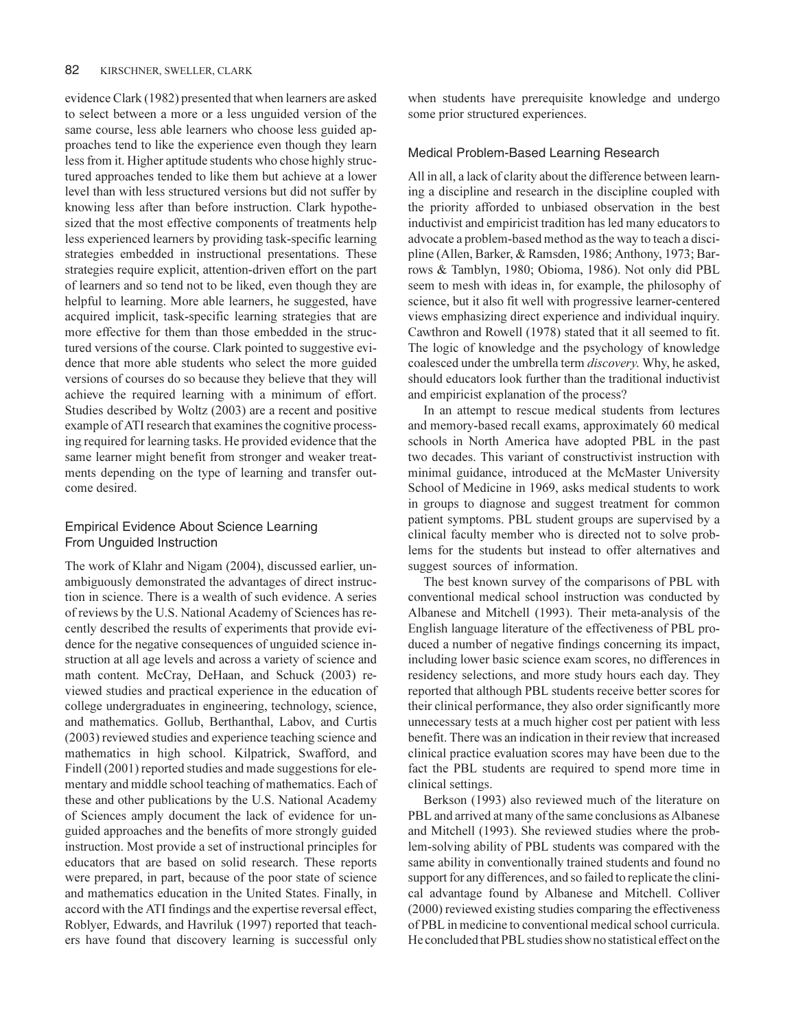evidence Clark (1982) presented that when learners are asked to select between a more or a less unguided version of the same course, less able learners who choose less guided approaches tend to like the experience even though they learn less from it. Higher aptitude students who chose highly structured approaches tended to like them but achieve at a lower level than with less structured versions but did not suffer by knowing less after than before instruction. Clark hypothesized that the most effective components of treatments help less experienced learners by providing task-specific learning strategies embedded in instructional presentations. These strategies require explicit, attention-driven effort on the part of learners and so tend not to be liked, even though they are helpful to learning. More able learners, he suggested, have acquired implicit, task-specific learning strategies that are more effective for them than those embedded in the structured versions of the course. Clark pointed to suggestive evidence that more able students who select the more guided versions of courses do so because they believe that they will achieve the required learning with a minimum of effort. Studies described by Woltz (2003) are a recent and positive example of ATI research that examines the cognitive processing required for learning tasks. He provided evidence that the same learner might benefit from stronger and weaker treatments depending on the type of learning and transfer outcome desired.

## Empirical Evidence About Science Learning From Unguided Instruction

The work of Klahr and Nigam (2004), discussed earlier, unambiguously demonstrated the advantages of direct instruction in science. There is a wealth of such evidence. A series of reviews by the U.S. National Academy of Sciences has recently described the results of experiments that provide evidence for the negative consequences of unguided science instruction at all age levels and across a variety of science and math content. McCray, DeHaan, and Schuck (2003) reviewed studies and practical experience in the education of college undergraduates in engineering, technology, science, and mathematics. Gollub, Berthanthal, Labov, and Curtis (2003) reviewed studies and experience teaching science and mathematics in high school. Kilpatrick, Swafford, and Findell (2001) reported studies and made suggestions for elementary and middle school teaching of mathematics. Each of these and other publications by the U.S. National Academy of Sciences amply document the lack of evidence for unguided approaches and the benefits of more strongly guided instruction. Most provide a set of instructional principles for educators that are based on solid research. These reports were prepared, in part, because of the poor state of science and mathematics education in the United States. Finally, in accord with the ATI findings and the expertise reversal effect, Roblyer, Edwards, and Havriluk (1997) reported that teachers have found that discovery learning is successful only when students have prerequisite knowledge and undergo some prior structured experiences.

## Medical Problem-Based Learning Research

All in all, a lack of clarity about the difference between learning a discipline and research in the discipline coupled with the priority afforded to unbiased observation in the best inductivist and empiricist tradition has led many educators to advocate a problem-based method as the way to teach a discipline (Allen, Barker, & Ramsden, 1986; Anthony, 1973; Barrows & Tamblyn, 1980; Obioma, 1986). Not only did PBL seem to mesh with ideas in, for example, the philosophy of science, but it also fit well with progressive learner-centered views emphasizing direct experience and individual inquiry. Cawthron and Rowell (1978) stated that it all seemed to fit. The logic of knowledge and the psychology of knowledge coalesced under the umbrella term *discovery*. Why, he asked, should educators look further than the traditional inductivist and empiricist explanation of the process?

In an attempt to rescue medical students from lectures and memory-based recall exams, approximately 60 medical schools in North America have adopted PBL in the past two decades. This variant of constructivist instruction with minimal guidance, introduced at the McMaster University School of Medicine in 1969, asks medical students to work in groups to diagnose and suggest treatment for common patient symptoms. PBL student groups are supervised by a clinical faculty member who is directed not to solve problems for the students but instead to offer alternatives and suggest sources of information.

The best known survey of the comparisons of PBL with conventional medical school instruction was conducted by Albanese and Mitchell (1993). Their meta-analysis of the English language literature of the effectiveness of PBL produced a number of negative findings concerning its impact, including lower basic science exam scores, no differences in residency selections, and more study hours each day. They reported that although PBL students receive better scores for their clinical performance, they also order significantly more unnecessary tests at a much higher cost per patient with less benefit. There was an indication in their review that increased clinical practice evaluation scores may have been due to the fact the PBL students are required to spend more time in clinical settings.

Berkson (1993) also reviewed much of the literature on PBL and arrived at many of the same conclusions as Albanese and Mitchell (1993). She reviewed studies where the problem-solving ability of PBL students was compared with the same ability in conventionally trained students and found no support for any differences, and so failed to replicate the clinical advantage found by Albanese and Mitchell. Colliver (2000) reviewed existing studies comparing the effectiveness of PBL in medicine to conventional medical school curricula. He concluded that PBL studies show no statistical effect on the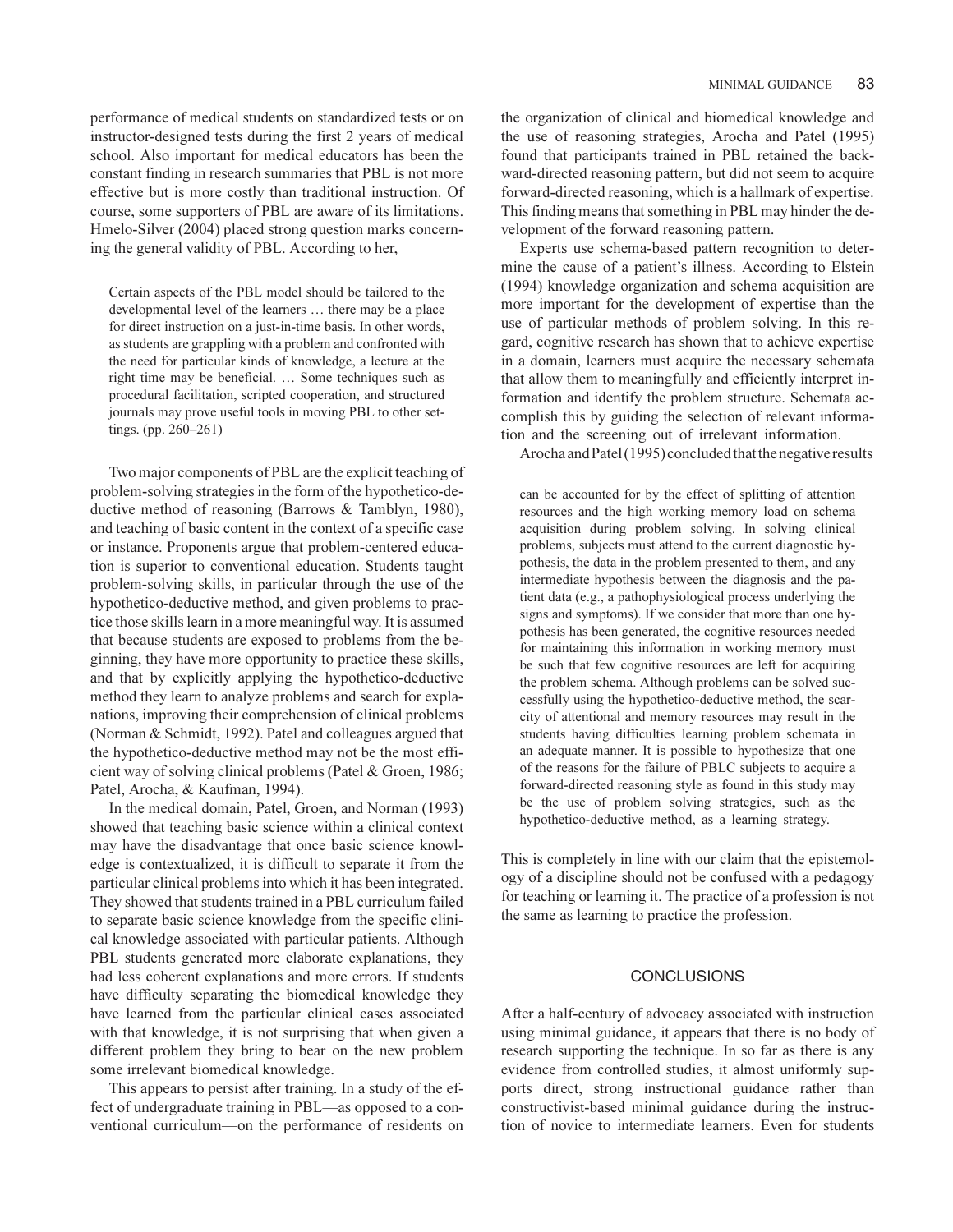performance of medical students on standardized tests or on instructor-designed tests during the first 2 years of medical school. Also important for medical educators has been the constant finding in research summaries that PBL is not more effective but is more costly than traditional instruction. Of course, some supporters of PBL are aware of its limitations. Hmelo-Silver (2004) placed strong question marks concerning the general validity of PBL. According to her,

> Certain aspects of the PBL model should be tailored to the developmental level of the learners … there may be a place for direct instruction on a just-in-time basis. In other words, as students are grappling with a problem and confronted with the need for particular kinds of knowledge, a lecture at the right time may be beneficial. … Some techniques such as procedural facilitation, scripted cooperation, and structured journals may prove useful tools in moving PBL to other settings. (pp. 260–261)

Two major components of PBL are the explicit teaching of problem-solving strategies in the form of the hypothetico-deductive method of reasoning (Barrows & Tamblyn, 1980), and teaching of basic content in the context of a specific case or instance. Proponents argue that problem-centered education is superior to conventional education. Students taught problem-solving skills, in particular through the use of the hypothetico-deductive method, and given problems to practice those skills learn in a more meaningful way. It is assumed that because students are exposed to problems from the beginning, they have more opportunity to practice these skills, and that by explicitly applying the hypothetico-deductive method they learn to analyze problems and search for explanations, improving their comprehension of clinical problems (Norman & Schmidt, 1992). Patel and colleagues argued that the hypothetico-deductive method may not be the most efficient way of solving clinical problems (Patel & Groen, 1986; Patel, Arocha, & Kaufman, 1994).

In the medical domain, Patel, Groen, and Norman (1993) showed that teaching basic science within a clinical context may have the disadvantage that once basic science knowledge is contextualized, it is difficult to separate it from the particular clinical problems into which it has been integrated. They showed that students trained in a PBL curriculum failed to separate basic science knowledge from the specific clinical knowledge associated with particular patients. Although PBL students generated more elaborate explanations, they had less coherent explanations and more errors. If students have difficulty separating the biomedical knowledge they have learned from the particular clinical cases associated with that knowledge, it is not surprising that when given a different problem they bring to bear on the new problem some irrelevant biomedical knowledge.

This appears to persist after training. In a study of the effect of undergraduate training in PBL—as opposed to a conventional curriculum—on the performance of residents on the organization of clinical and biomedical knowledge and the use of reasoning strategies, Arocha and Patel (1995) found that participants trained in PBL retained the backward-directed reasoning pattern, but did not seem to acquire forward-directed reasoning, which is a hallmark of expertise. This finding means that something in PBL may hinder the development of the forward reasoning pattern.

Experts use schema-based pattern recognition to determine the cause of a patient's illness. According to Elstein (1994) knowledge organization and schema acquisition are more important for the development of expertise than the use of particular methods of problem solving. In this regard, cognitive research has shown that to achieve expertise in a domain, learners must acquire the necessary schemata that allow them to meaningfully and efficiently interpret information and identify the problem structure. Schemata accomplish this by guiding the selection of relevant information and the screening out of irrelevant information.

Arocha and Patel (1995) concluded that the negative results

> can be accounted for by the effect of splitting of attention resources and the high working memory load on schema acquisition during problem solving. In solving clinical problems, subjects must attend to the current diagnostic hypothesis, the data in the problem presented to them, and any intermediate hypothesis between the diagnosis and the patient data (e.g., a pathophysiological process underlying the signs and symptoms). If we consider that more than one hypothesis has been generated, the cognitive resources needed for maintaining this information in working memory must be such that few cognitive resources are left for acquiring the problem schema. Although problems can be solved successfully using the hypothetico-deductive method, the scarcity of attentional and memory resources may result in the students having difficulties learning problem schemata in an adequate manner. It is possible to hypothesize that one of the reasons for the failure of PBLC subjects to acquire a forward-directed reasoning style as found in this study may be the use of problem solving strategies, such as the hypothetico-deductive method, as a learning strategy.

This is completely in line with our claim that the epistemology of a discipline should not be confused with a pedagogy for teaching or learning it. The practice of a profession is not the same as learning to practice the profession.

## CONCLUSIONS

After a half-century of advocacy associated with instruction using minimal guidance, it appears that there is no body of research supporting the technique. In so far as there is any evidence from controlled studies, it almost uniformly supports direct, strong instructional guidance rather than constructivist-based minimal guidance during the instruction of novice to intermediate learners. Even for students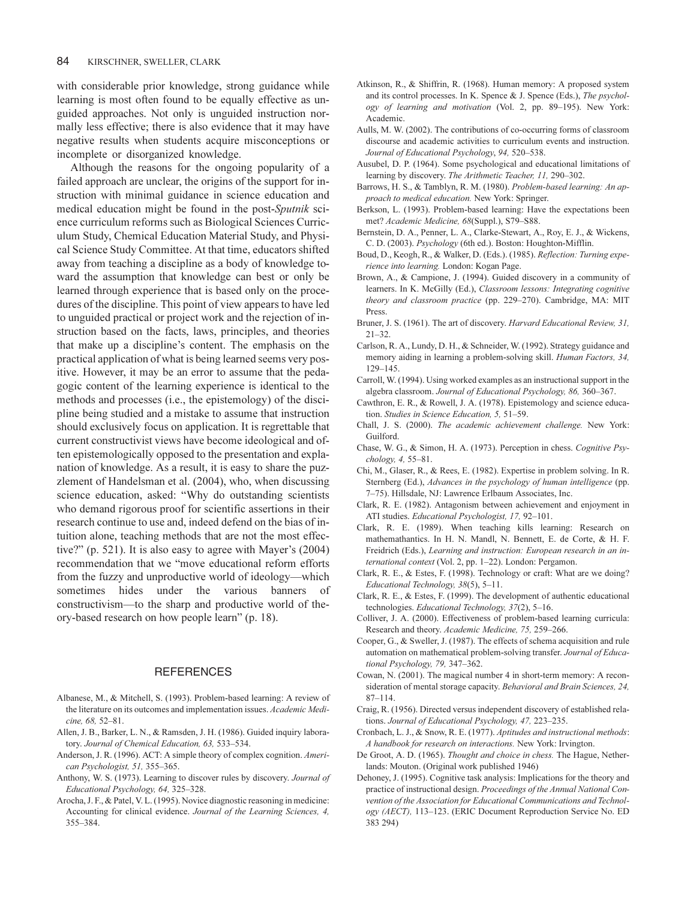with considerable prior knowledge, strong guidance while learning is most often found to be equally effective as unguided approaches. Not only is unguided instruction normally less effective; there is also evidence that it may have negative results when students acquire misconceptions or incomplete or disorganized knowledge.

Although the reasons for the ongoing popularity of a failed approach are unclear, the origins of the support for instruction with minimal guidance in science education and medical education might be found in the post-*Sputnik* science curriculum reforms such as Biological Sciences Curriculum Study, Chemical Education Material Study, and Physical Science Study Committee. At that time, educators shifted away from teaching a discipline as a body of knowledge toward the assumption that knowledge can best or only be learned through experience that is based only on the procedures of the discipline. This point of view appears to have led to unguided practical or project work and the rejection of instruction based on the facts, laws, principles, and theories that make up a discipline's content. The emphasis on the practical application of what is being learned seems very positive. However, it may be an error to assume that the pedagogic content of the learning experience is identical to the methods and processes (i.e., the epistemology) of the discipline being studied and a mistake to assume that instruction should exclusively focus on application. It is regrettable that current constructivist views have become ideological and often epistemologically opposed to the presentation and explanation of knowledge. As a result, it is easy to share the puzzlement of Handelsman et al. (2004), who, when discussing science education, asked: "Why do outstanding scientists who demand rigorous proof for scientific assertions in their research continue to use and, indeed defend on the bias of intuition alone, teaching methods that are not the most effective?" (p. 521). It is also easy to agree with Mayer's (2004) recommendation that we "move educational reform efforts from the fuzzy and unproductive world of ideology—which sometimes hides under the various banners of constructivism—to the sharp and productive world of theory-based research on how people learn" (p. 18).

## REFERENCES

Albanese, M., & Mitchell, S. (1993). Problem-based learning: A review of the literature on its outcomes and implementation issues. *Academic Medicine, 68,* 52–81.

Allen, J. B., Barker, L. N., & Ramsden, J. H. (1986). Guided inquiry laboratory. *Journal of Chemical Education, 63,* 533–534.

Anderson, J. R. (1996). ACT: A simple theory of complex cognition. *American Psychologist, 51,* 355–365.

Anthony, W. S. (1973). Learning to discover rules by discovery. *Journal of Educational Psychology, 64,* 325–328.

Arocha, J. F., & Patel, V. L. (1995). Novice diagnostic reasoning in medicine: Accounting for clinical evidence. *Journal of the Learning Sciences, 4,* 355–384.

Atkinson, R., & Shiffrin, R. (1968). Human memory: A proposed system and its control processes. In K. Spence & J. Spence (Eds.), *The psychology of learning and motivation* (Vol. 2, pp. 89–195). New York: Academic.

Aulls, M. W. (2002). The contributions of co-occurring forms of classroom discourse and academic activities to curriculum events and instruction. *Journal of Educational Psychology*, *94,* 520–538.

Ausubel, D. P. (1964). Some psychological and educational limitations of learning by discovery. *The Arithmetic Teacher, 11,* 290–302.

Barrows, H. S., & Tamblyn, R. M. (1980). *Problem-based learning: An approach to medical education.* New York: Springer.

Berkson, L. (1993). Problem-based learning: Have the expectations been met? *Academic Medicine, 68*(Suppl.), S79–S88.

Bernstein, D. A., Penner, L. A., Clarke-Stewart, A., Roy, E. J., & Wickens, C. D. (2003). *Psychology* (6th ed.). Boston: Houghton-Mifflin.

Boud, D., Keogh, R., & Walker, D. (Eds.). (1985). *Reflection: Turning experience into learning.* London: Kogan Page.

Brown, A., & Campione, J. (1994). Guided discovery in a community of learners. In K. McGilly (Ed.), *Classroom lessons: Integrating cognitive theory and classroom practice* (pp. 229–270). Cambridge, MA: MIT Press.

Bruner, J. S. (1961). The art of discovery. *Harvard Educational Review, 31,* 21–32.

Carlson, R. A., Lundy, D. H., & Schneider, W. (1992). Strategy guidance and memory aiding in learning a problem-solving skill. *Human Factors, 34,* 129–145.

Carroll, W. (1994). Using worked examples as an instructional support in the algebra classroom. *Journal of Educational Psychology, 86,* 360–367.

Cawthron, E. R., & Rowell, J. A. (1978). Epistemology and science education. *Studies in Science Education, 5,* 51–59.

Chall, J. S. (2000). *The academic achievement challenge.* New York: Guilford.

Chase, W. G., & Simon, H. A. (1973). Perception in chess. *Cognitive Psychology, 4,* 55–81.

Chi, M., Glaser, R., & Rees, E. (1982). Expertise in problem solving. In R. Sternberg (Ed.), *Advances in the psychology of human intelligence* (pp. 7–75). Hillsdale, NJ: Lawrence Erlbaum Associates, Inc.

Clark, R. E. (1982). Antagonism between achievement and enjoyment in ATI studies. *Educational Psychologist, 17,* 92–101.

Clark, R. E. (1989). When teaching kills learning: Research on mathemathantics. In H. N. Mandl, N. Bennett, E. de Corte, & H. F. Freidrich (Eds.), *Learning and instruction: European research in an international context* (Vol. 2, pp. 1–22). London: Pergamon.

Clark, R. E., & Estes, F. (1998). Technology or craft: What are we doing? *Educational Technology, 38*(5), 5–11.

Clark, R. E., & Estes, F. (1999). The development of authentic educational technologies. *Educational Technology, 37*(2), 5–16.

Colliver, J. A. (2000). Effectiveness of problem-based learning curricula: Research and theory. *Academic Medicine, 75,* 259–266.

Cooper, G., & Sweller, J. (1987). The effects of schema acquisition and rule automation on mathematical problem-solving transfer. *Journal of Educational Psychology, 79,* 347–362.

Cowan, N. (2001). The magical number 4 in short-term memory: A reconsideration of mental storage capacity. *Behavioral and Brain Sciences, 24,* 87–114.

Craig, R. (1956). Directed versus independent discovery of established relations. *Journal of Educational Psychology, 47,* 223–235.

Cronbach, L. J., & Snow, R. E. (1977). *Aptitudes and instructional methods*: *A handbook for research on interactions.* New York: Irvington.

De Groot, A. D. (1965). *Thought and choice in chess.* The Hague, Netherlands: Mouton. (Original work published 1946)

Dehoney, J. (1995). Cognitive task analysis: Implications for the theory and practice of instructional design. *Proceedings of the Annual National Convention of the Association for Educational Communications and Technology (AECT),* 113–123. (ERIC Document Reproduction Service No. ED 383 294)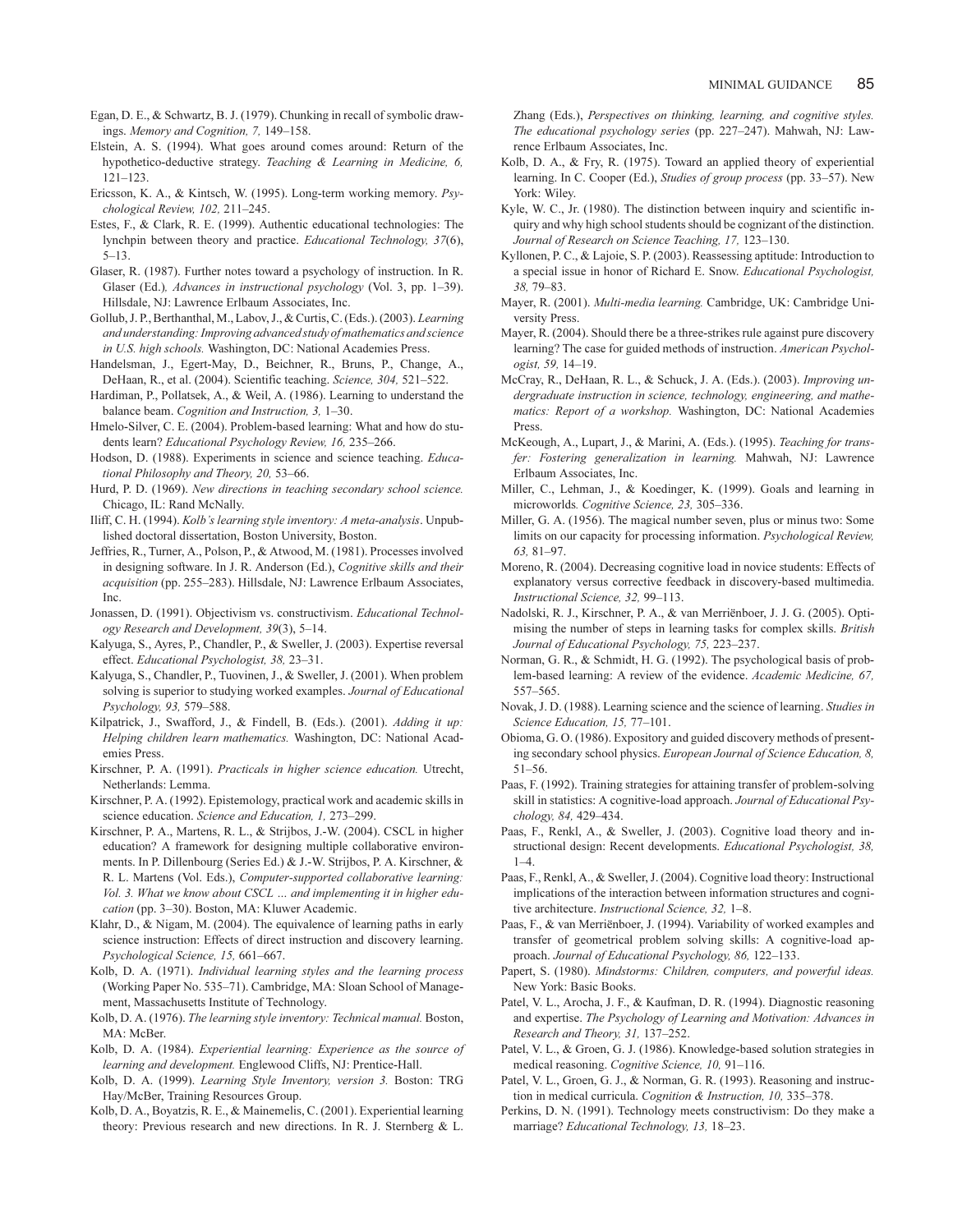Egan, D. E., & Schwartz, B. J. (1979). Chunking in recall of symbolic drawings. *Memory and Cognition, 7,* 149–158.

Elstein, A. S. (1994). What goes around comes around: Return of the hypothetico-deductive strategy. *Teaching & Learning in Medicine, 6,* 121–123.

Ericsson, K. A., & Kintsch, W. (1995). Long-term working memory. *Psychological Review, 102,* 211–245.

Estes, F., & Clark, R. E. (1999). Authentic educational technologies: The lynchpin between theory and practice. *Educational Technology, 37*(6), 5–13.

Glaser, R. (1987). Further notes toward a psychology of instruction. In R. Glaser (Ed.), *Advances in instructional psychology* (Vol. 3, pp. 1–39). Hillsdale, NJ: Lawrence Erlbaum Associates, Inc.

Gollub, J. P., Berthanthal, M., Labov, J., & Curtis, C. (Eds.). (2003). *Learning and understanding: Improving advanced study of mathematics and science in U.S. high schools.* Washington, DC: National Academies Press.

Handelsman, J., Egert-May, D., Beichner, R., Bruns, P., Change, A., DeHaan, R., et al. (2004). Scientific teaching. *Science, 304,* 521–522.

Hardiman, P., Pollatsek, A., & Weil, A. (1986). Learning to understand the balance beam. *Cognition and Instruction, 3,* 1–30.

Hmelo-Silver, C. E. (2004). Problem-based learning: What and how do students learn? *Educational Psychology Review, 16,* 235–266.

Hodson, D. (1988). Experiments in science and science teaching. *Educational Philosophy and Theory, 20,* 53–66.

Hurd, P. D. (1969). *New directions in teaching secondary school science.* Chicago, IL: Rand McNally.

Iliff, C. H. (1994). *Kolb's learning style inventory: A meta-analysis*. Unpublished doctoral dissertation, Boston University, Boston.

Jeffries, R., Turner, A., Polson, P., & Atwood, M. (1981). Processes involved in designing software. In J. R. Anderson (Ed.), *Cognitive skills and their acquisition* (pp. 255–283). Hillsdale, NJ: Lawrence Erlbaum Associates, Inc.

Jonassen, D. (1991). Objectivism vs. constructivism. *Educational Technology Research and Development, 39*(3), 5–14.

Kalyuga, S., Ayres, P., Chandler, P., & Sweller, J. (2003). Expertise reversal effect. *Educational Psychologist, 38,* 23–31.

Kalyuga, S., Chandler, P., Tuovinen, J., & Sweller, J. (2001). When problem solving is superior to studying worked examples. *Journal of Educational Psychology, 93,* 579–588.

Kilpatrick, J., Swafford, J., & Findell, B. (Eds.). (2001). *Adding it up: Helping children learn mathematics.* Washington, DC: National Academies Press.

Kirschner, P. A. (1991). *Practicals in higher science education.* Utrecht, Netherlands: Lemma.

Kirschner, P. A. (1992). Epistemology, practical work and academic skills in science education. *Science and Education, 1,* 273–299.

Kirschner, P. A., Martens, R. L., & Strijbos, J.-W. (2004). CSCL in higher education? A framework for designing multiple collaborative environments. In P. Dillenbourg (Series Ed.) & J.-W. Strijbos, P. A. Kirschner, & R. L. Martens (Vol. Eds.), *Computer-supported collaborative learning: Vol. 3. What we know about CSCL … and implementing it in higher education* (pp. 3–30). Boston, MA: Kluwer Academic.

Klahr, D., & Nigam, M. (2004). The equivalence of learning paths in early science instruction: Effects of direct instruction and discovery learning. *Psychological Science, 15,* 661–667.

Kolb, D. A. (1971). *Individual learning styles and the learning process* (Working Paper No. 535–71). Cambridge, MA: Sloan School of Management, Massachusetts Institute of Technology.

Kolb, D. A. (1976). *The learning style inventory: Technical manual.* Boston, MA: McBer.

Kolb, D. A. (1984). *Experiential learning: Experience as the source of learning and development.* Englewood Cliffs, NJ: Prentice-Hall.

Kolb, D. A. (1999). *Learning Style Inventory, version 3.* Boston: TRG Hay/McBer, Training Resources Group.

Kolb, D. A., Boyatzis, R. E., & Mainemelis, C. (2001). Experiential learning theory: Previous research and new directions. In R. J. Sternberg & L. Zhang (Eds.), *Perspectives on thinking, learning, and cognitive styles. The educational psychology series* (pp. 227–247). Mahwah, NJ: Lawrence Erlbaum Associates, Inc.

Kolb, D. A., & Fry, R. (1975). Toward an applied theory of experiential learning. In C. Cooper (Ed.), *Studies of group process* (pp. 33–57). New York: Wiley.

Kyle, W. C., Jr. (1980). The distinction between inquiry and scientific inquiry and why high school students should be cognizant of the distinction. *Journal of Research on Science Teaching, 17,* 123–130.

Kyllonen, P. C., & Lajoie, S. P. (2003). Reassessing aptitude: Introduction to a special issue in honor of Richard E. Snow. *Educational Psychologist, 38,* 79–83.

Mayer, R. (2001). *Multi-media learning.* Cambridge, UK: Cambridge University Press.

Mayer, R. (2004). Should there be a three-strikes rule against pure discovery learning? The case for guided methods of instruction. *American Psychologist, 59,* 14–19.

McCray, R., DeHaan, R. L., & Schuck, J. A. (Eds.). (2003). *Improving undergraduate instruction in science, technology, engineering, and mathematics: Report of a workshop.* Washington, DC: National Academies Press.

McKeough, A., Lupart, J., & Marini, A. (Eds.). (1995). *Teaching for transfer: Fostering generalization in learning.* Mahwah, NJ: Lawrence Erlbaum Associates, Inc.

Miller, C., Lehman, J., & Koedinger, K. (1999). Goals and learning in microworlds*. Cognitive Science, 23,* 305–336.

Miller, G. A. (1956). The magical number seven, plus or minus two: Some limits on our capacity for processing information. *Psychological Review, 63,* 81–97.

Moreno, R. (2004). Decreasing cognitive load in novice students: Effects of explanatory versus corrective feedback in discovery-based multimedia. *Instructional Science, 32,* 99–113.

Nadolski, R. J., Kirschner, P. A., & van Merriënboer, J. J. G. (2005). Optimising the number of steps in learning tasks for complex skills. *British Journal of Educational Psychology, 75,* 223–237.

Norman, G. R., & Schmidt, H. G. (1992). The psychological basis of problem-based learning: A review of the evidence. *Academic Medicine, 67,* 557–565.

Novak, J. D. (1988). Learning science and the science of learning. *Studies in Science Education, 15,* 77–101.

Obioma, G. O. (1986). Expository and guided discovery methods of presenting secondary school physics. *European Journal of Science Education, 8,* 51–56.

Paas, F. (1992). Training strategies for attaining transfer of problem-solving skill in statistics: A cognitive-load approach. *Journal of Educational Psychology, 84,* 429–434.

Paas, F., Renkl, A., & Sweller, J. (2003). Cognitive load theory and instructional design: Recent developments. *Educational Psychologist, 38,* 1–4.

Paas, F., Renkl, A., & Sweller, J. (2004). Cognitive load theory: Instructional implications of the interaction between information structures and cognitive architecture. *Instructional Science, 32,* 1–8.

Paas, F., & van Merriënboer, J. J. (1994). Variability of worked examples and transfer of geometrical problem solving skills: A cognitive-load approach. *Journal of Educational Psychology, 86,* 122–133.

Papert, S. (1980). *Mindstorms: Children, computers, and powerful ideas.* New York: Basic Books.

Patel, V. L., Arocha, J. F., & Kaufman, D. R. (1994). Diagnostic reasoning and expertise. *The Psychology of Learning and Motivation: Advances in Research and Theory, 31,* 137–252.

Patel, V. L., & Groen, G. J. (1986). Knowledge-based solution strategies in medical reasoning. *Cognitive Science, 10,* 91–116.

Patel, V. L., Groen, G. J., & Norman, G. R. (1993). Reasoning and instruction in medical curricula. *Cognition & Instruction, 10,* 335–378.

Perkins, D. N. (1991). Technology meets constructivism: Do they make a marriage? *Educational Technology, 13,* 18–23.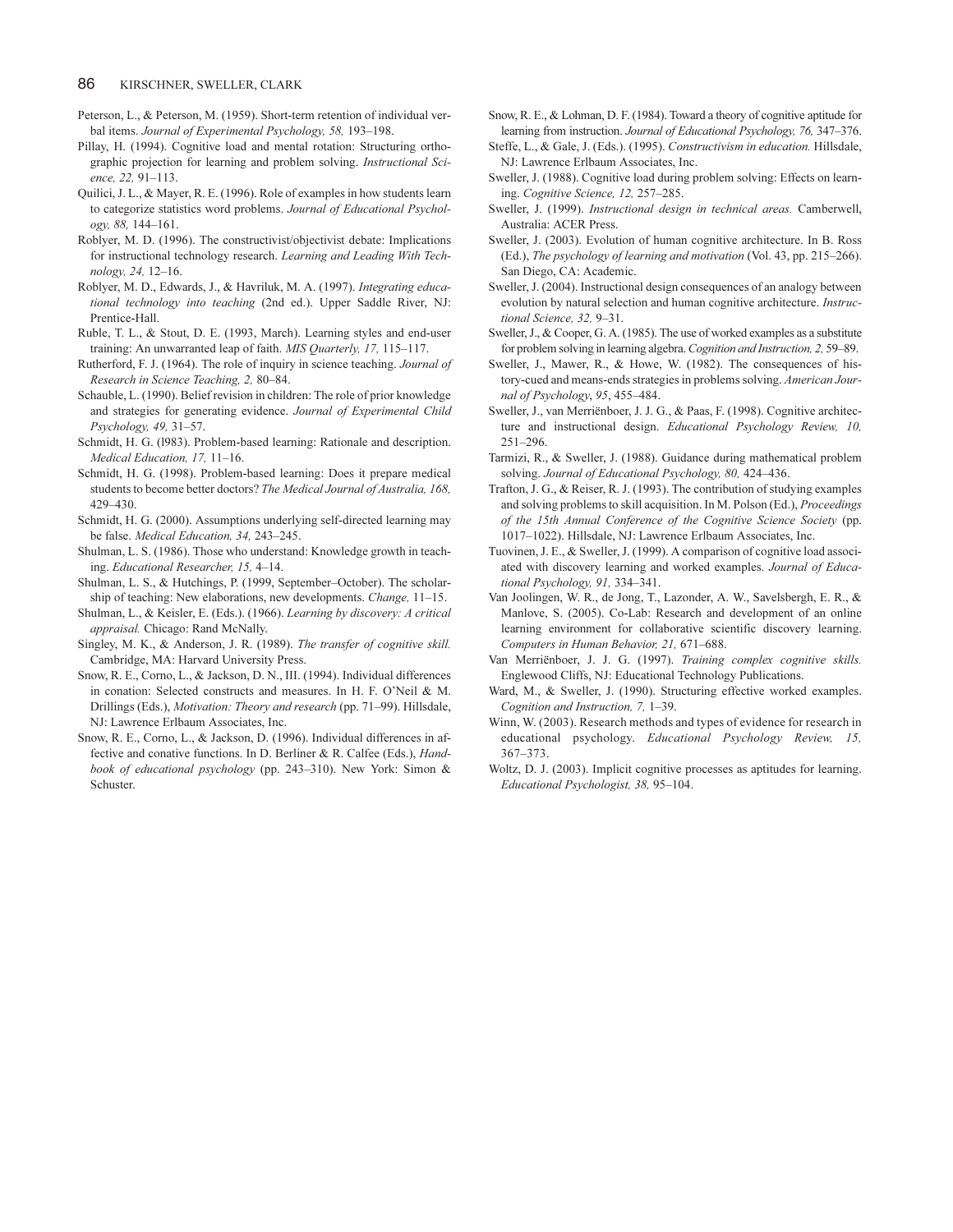Peterson, L., & Peterson, M. (1959). Short-term retention of individual verbal items. *Journal of Experimental Psychology, 58,* 193–198.

Pillay, H. (1994). Cognitive load and mental rotation: Structuring orthographic projection for learning and problem solving. *Instructional Science, 22,* 91–113.

Quilici, J. L., & Mayer, R. E. (1996). Role of examples in how students learn to categorize statistics word problems. *Journal of Educational Psychology, 88,* 144–161.

Roblyer, M. D. (1996). The constructivist/objectivist debate: Implications for instructional technology research. *Learning and Leading With Technology, 24,* 12–16.

Roblyer, M. D., Edwards, J., & Havriluk, M. A. (1997). *Integrating educational technology into teaching* (2nd ed.). Upper Saddle River, NJ: Prentice-Hall.

Ruble, T. L., & Stout, D. E. (1993, March). Learning styles and end-user training: An unwarranted leap of faith. *MIS Quarterly, 17,* 115–117.

Rutherford, F. J. (1964). The role of inquiry in science teaching. *Journal of Research in Science Teaching, 2,* 80–84.

Schauble, L. (1990). Belief revision in children: The role of prior knowledge and strategies for generating evidence. *Journal of Experimental Child Psychology, 49,* 31–57.

Schmidt, H. G. (l983). Problem-based learning: Rationale and description. *Medical Education, 17,* 11–16.

Schmidt, H. G. (1998). Problem-based learning: Does it prepare medical students to become better doctors? *The Medical Journal of Australia, 168,* 429–430.

Schmidt, H. G. (2000). Assumptions underlying self-directed learning may be false. *Medical Education, 34,* 243–245.

Shulman, L. S. (1986). Those who understand: Knowledge growth in teaching. *Educational Researcher, 15,* 4–14.

Shulman, L. S., & Hutchings, P. (1999, September–October). The scholarship of teaching: New elaborations, new developments. *Change,* 11–15.

Shulman, L., & Keisler, E. (Eds.). (1966). *Learning by discovery: A critical appraisal.* Chicago: Rand McNally.

Singley, M. K., & Anderson, J. R. (1989). *The transfer of cognitive skill.* Cambridge, MA: Harvard University Press.

Snow, R. E., Corno, L., & Jackson, D. N., III. (1994). Individual differences in conation: Selected constructs and measures. In H. F. O'Neil & M. Drillings (Eds.), *Motivation: Theory and research* (pp. 71–99). Hillsdale, NJ: Lawrence Erlbaum Associates, Inc.

Snow, R. E., Corno, L., & Jackson, D. (1996). Individual differences in affective and conative functions. In D. Berliner & R. Calfee (Eds.), *Handbook of educational psychology* (pp. 243–310). New York: Simon & Schuster.

Snow, R. E., & Lohman, D. F. (1984). Toward a theory of cognitive aptitude for learning from instruction. *Journal of Educational Psychology, 76,* 347–376.

Steffe, L., & Gale, J. (Eds.). (1995). *Constructivism in education.* Hillsdale, NJ: Lawrence Erlbaum Associates, Inc.

Sweller, J. (1988). Cognitive load during problem solving: Effects on learning. *Cognitive Science, 12,* 257–285.

Sweller, J. (1999). *Instructional design in technical areas.* Camberwell, Australia: ACER Press.

Sweller, J. (2003). Evolution of human cognitive architecture. In B. Ross (Ed.), *The psychology of learning and motivation* (Vol. 43, pp. 215–266). San Diego, CA: Academic.

Sweller, J. (2004). Instructional design consequences of an analogy between evolution by natural selection and human cognitive architecture. *Instructional Science, 32,* 9–31.

Sweller, J., & Cooper, G. A. (1985). The use of worked examples as a substitute for problem solving in learning algebra. *Cognition and Instruction, 2,* 59–89.

Sweller, J., Mawer, R., & Howe, W. (1982). The consequences of history-cued and means-ends strategies in problems solving. *American Journal of Psychology*, *95*, 455–484.

Sweller, J., van Merriënboer, J. J. G., & Paas, F. (1998). Cognitive architecture and instructional design. *Educational Psychology Review, 10,* 251–296.

Tarmizi, R., & Sweller, J. (1988). Guidance during mathematical problem solving. *Journal of Educational Psychology, 80,* 424–436.

Trafton, J. G., & Reiser, R. J. (1993). The contribution of studying examples and solving problems to skill acquisition. In M. Polson (Ed.), *Proceedings of the 15th Annual Conference of the Cognitive Science Society* (pp. 1017–1022). Hillsdale, NJ: Lawrence Erlbaum Associates, Inc.

Tuovinen, J. E., & Sweller, J. (1999). A comparison of cognitive load associated with discovery learning and worked examples. *Journal of Educational Psychology, 91,* 334–341.

Van Joolingen, W. R., de Jong, T., Lazonder, A. W., Savelsbergh, E. R., & Manlove, S. (2005). Co-Lab: Research and development of an online learning environment for collaborative scientific discovery learning. *Computers in Human Behavior, 21,* 671–688.

Van Merriënboer, J. J. G. (1997). *Training complex cognitive skills.* Englewood Cliffs, NJ: Educational Technology Publications.

Ward, M., & Sweller, J. (1990). Structuring effective worked examples. *Cognition and Instruction, 7,* 1–39.

Winn, W. (2003). Research methods and types of evidence for research in educational psychology. *Educational Psychology Review, 15,* 367–373.

Woltz, D. J. (2003). Implicit cognitive processes as aptitudes for learning. *Educational Psychologist, 38,* 95–104.